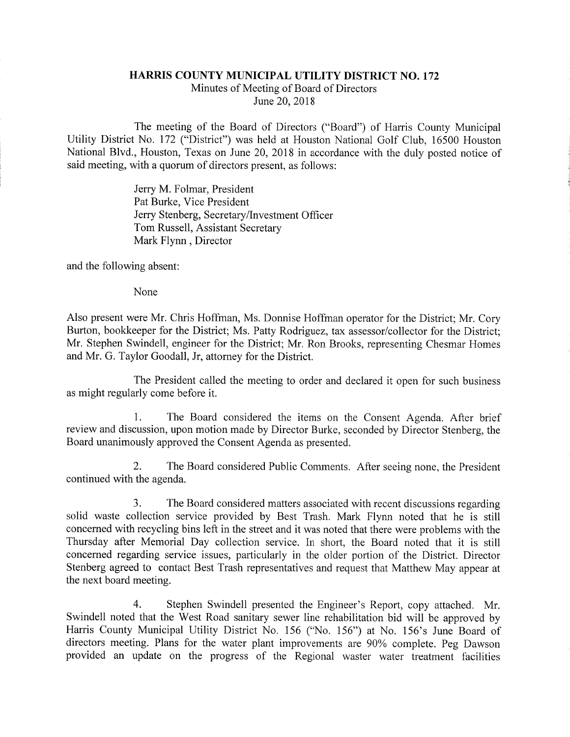# HARRIS COUNTY MUNICIPAL UTILITY DISTRICT NO. 172

Minutes of Meeting of Board of Directors
June 20, 2018

The meeting of the Board of Directors ("Board") of Harris County Municipal Utility District No. 172 ("District") was held at Houston National Golf Club, 16500 Houston National Blvd., Houston, Texas on June 20, 2018 in accordance with the duly posted notice of said meeting, with a quorum of directors present, as follows:

Jerry M. Folmar, President
Pat Burke, Vice President
Jerry Stenberg, Secretary/Investment Officer
Tom Russell, Assistant Secretary
Mark Flynn , Director

and the following absent:

None

Also present were Mr. Chris Hoffman, Ms. Donnise Hoffman operator for the District; Mr. Cory Burton, bookkeeper for the District; Ms. Patty Rodriguez, tax assessor/collector for the District; Mr. Stephen Swindell, engineer for the District; Mr. Ron Brooks, representing Chesmar Homes and Mr. G. Taylor Goodall, Jr, attorney for the District.

The President called the meeting to order and declared it open for such business as might regularly come before it.

1. The Board considered the items on the Consent Agenda. After brief review and discussion, upon motion made by Director Burke, seconded by Director Stenberg, the Board unanimously approved the Consent Agenda as presented.

2. The Board considered Public Comments. After seeing none, the President continued with the agenda.

3. The Board considered matters associated with recent discussions regarding solid waste collection service provided by Best Trash. Mark Flynn noted that he is still concerned with recycling bins left in the street and it was noted that there were problems with the Thursday after Memorial Day collection service. In short, the Board noted that it is still concerned regarding service issues, particularly in the older portion of the District. Director Stenberg agreed to contact Best Trash representatives and request that Matthew May appear at the next board meeting.

4. Stephen Swindell presented the Engineer's Report, copy attached. Mr. Swindell noted that the West Road sanitary sewer line rehabilitation bid will be approved by Harris County Municipal Utility District No. 156 ("No. 156") at No. 156's June Board of directors meeting. Plans for the water plant improvements are 90% complete. Peg Dawson provided an update on the progress of the Regional waster water treatment facilities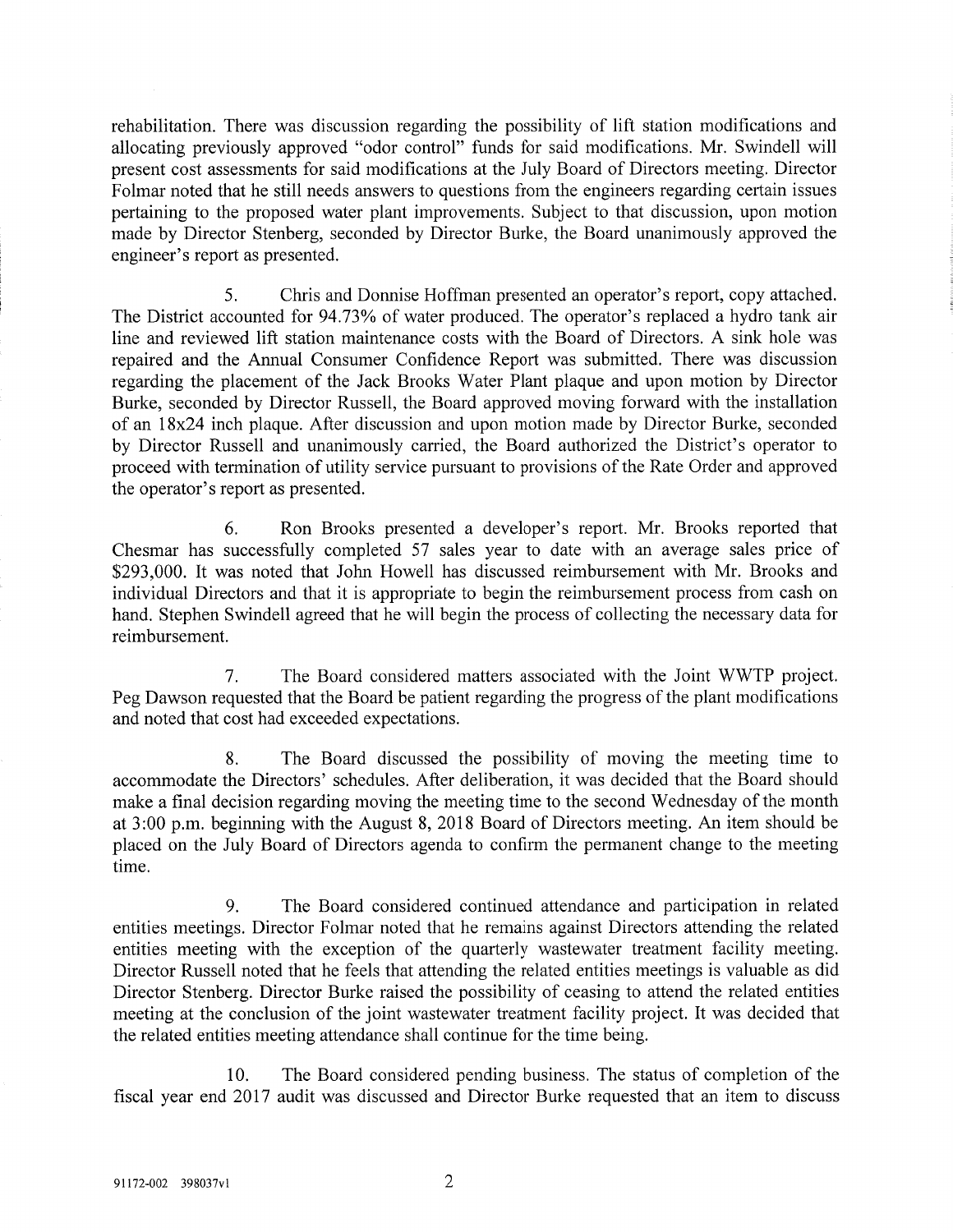rehabilitation. There was discussion regarding the possibility of lift station modifications and allocating previously approved "odor control" funds for said modifications. Mr. Swindell will present cost assessments for said modifications at the July Board of Directors meeting. Director Folmar noted that he still needs answers to questions from the engineers regarding certain issues pertaining to the proposed water plant improvements. Subject to that discussion, upon motion made by Director Stenberg, seconded by Director Burke, the Board unanimously approved the engineer's report as presented.

5. Chris and Donnise Hoffman presented an operator's report, copy attached. The District accounted for 94.73% of water produced. The operator's replaced a hydro tank air line and reviewed lift station maintenance costs with the Board of Directors. A sink hole was repaired and the Annual Consumer Confidence Report was submitted. There was discussion regarding the placement of the Jack Brooks Water Plant plaque and upon motion by Director Burke, seconded by Director Russell, the Board approved moving forward with the installation of an 18x24 inch plaque. After discussion and upon motion made by Director Burke, seconded by Director Russell and unanimously carried, the Board authorized the District's operator to proceed with termination of utility service pursuant to provisions of the Rate Order and approved the operator's report as presented.

6. Ron Brooks presented a developer's report. Mr. Brooks reported that Chesmar has successfully completed 57 sales year to date with an average sales price of $293,000. It was noted that John Howell has discussed reimbursement with Mr. Brooks and individual Directors and that it is appropriate to begin the reimbursement process from cash on hand. Stephen Swindell agreed that he will begin the process of collecting the necessary data for reimbursement.

7. The Board considered matters associated with the Joint WWTP project. Peg Dawson requested that the Board be patient regarding the progress of the plant modifications and noted that cost had exceeded expectations.

8. The Board discussed the possibility of moving the meeting time to accommodate the Directors' schedules. After deliberation, it was decided that the Board should make a final decision regarding moving the meeting time to the second Wednesday of the month at 3:00 p.m. beginning with the August 8, 2018 Board of Directors meeting. An item should be placed on the July Board of Directors agenda to confirm the permanent change to the meeting time.

9. The Board considered continued attendance and participation in related entities meetings. Director Folmar noted that he remains against Directors attending the related entities meeting with the exception of the quarterly wastewater treatment facility meeting. Director Russell noted that he feels that attending the related entities meetings is valuable as did Director Stenberg. Director Burke raised the possibility of ceasing to attend the related entities meeting at the conclusion of the joint wastewater treatment facility project. It was decided that the related entities meeting attendance shall continue for the time being.

10. The Board considered pending business. The status of completion of the fiscal year end 2017 audit was discussed and Director Burke requested that an item to discuss

91172-002 398037v1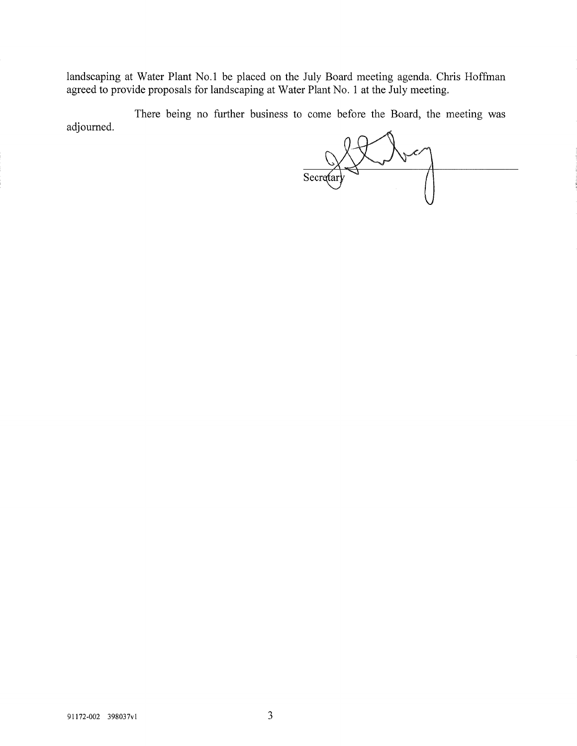landscaping at Water Plant No.1 be placed on the July Board meeting agenda. Chris Hoffman agreed to provide proposals for landscaping at Water Plant No. 1 at the July meeting.

There being no further business to come before the Board, the meeting was adjourned.

Secretary

91172-002 398037v1